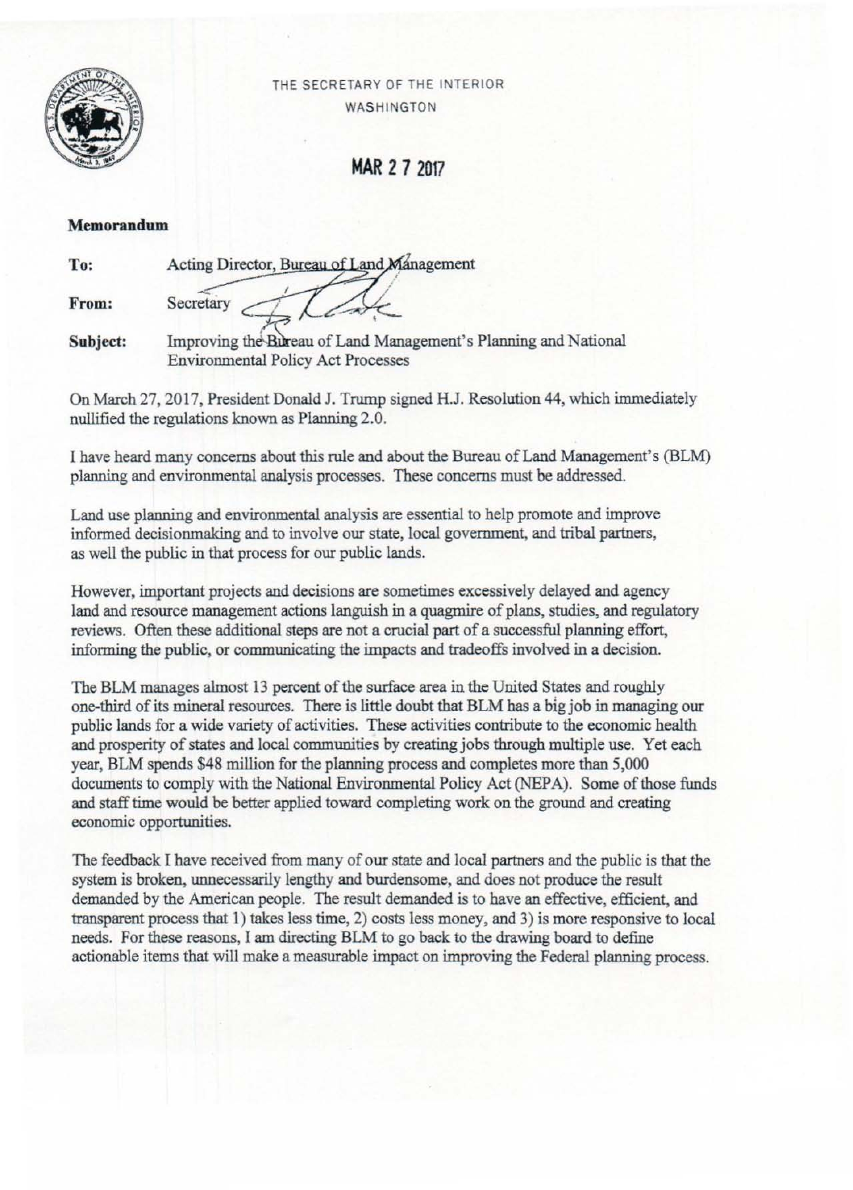THE SECRETARY OF THE INTERIOR
WASHINGTON

**MAR 27 2017**

**Memorandum**

**To:** Acting Director, Bureau of Land Management

**From:** Secretary

**Subject:** Improving the Bureau of Land Management's Planning and National Environmental Policy Act Processes

On March 27, 2017, President Donald J. Trump signed H.J. Resolution 44, which immediately nullified the regulations known as Planning 2.0.

I have heard many concerns about this rule and about the Bureau of Land Management's (BLM) planning and environmental analysis processes. These concerns must be addressed.

Land use planning and environmental analysis are essential to help promote and improve informed decisionmaking and to involve our state, local government, and tribal partners, as well the public in that process for our public lands.

However, important projects and decisions are sometimes excessively delayed and agency land and resource management actions languish in a quagmire of plans, studies, and regulatory reviews. Often these additional steps are not a crucial part of a successful planning effort, informing the public, or communicating the impacts and tradeoffs involved in a decision.

The BLM manages almost 13 percent of the surface area in the United States and roughly one-third of its mineral resources. There is little doubt that BLM has a big job in managing our public lands for a wide variety of activities. These activities contribute to the economic health and prosperity of states and local communities by creating jobs through multiple use. Yet each year, BLM spends $48 million for the planning process and completes more than 5,000 documents to comply with the National Environmental Policy Act (NEPA). Some of those funds and staff time would be better applied toward completing work on the ground and creating economic opportunities.

The feedback I have received from many of our state and local partners and the public is that the system is broken, unnecessarily lengthy and burdensome, and does not produce the result demanded by the American people. The result demanded is to have an effective, efficient, and transparent process that 1) takes less time, 2) costs less money, and 3) is more responsive to local needs. For these reasons, I am directing BLM to go back to the drawing board to define actionable items that will make a measurable impact on improving the Federal planning process.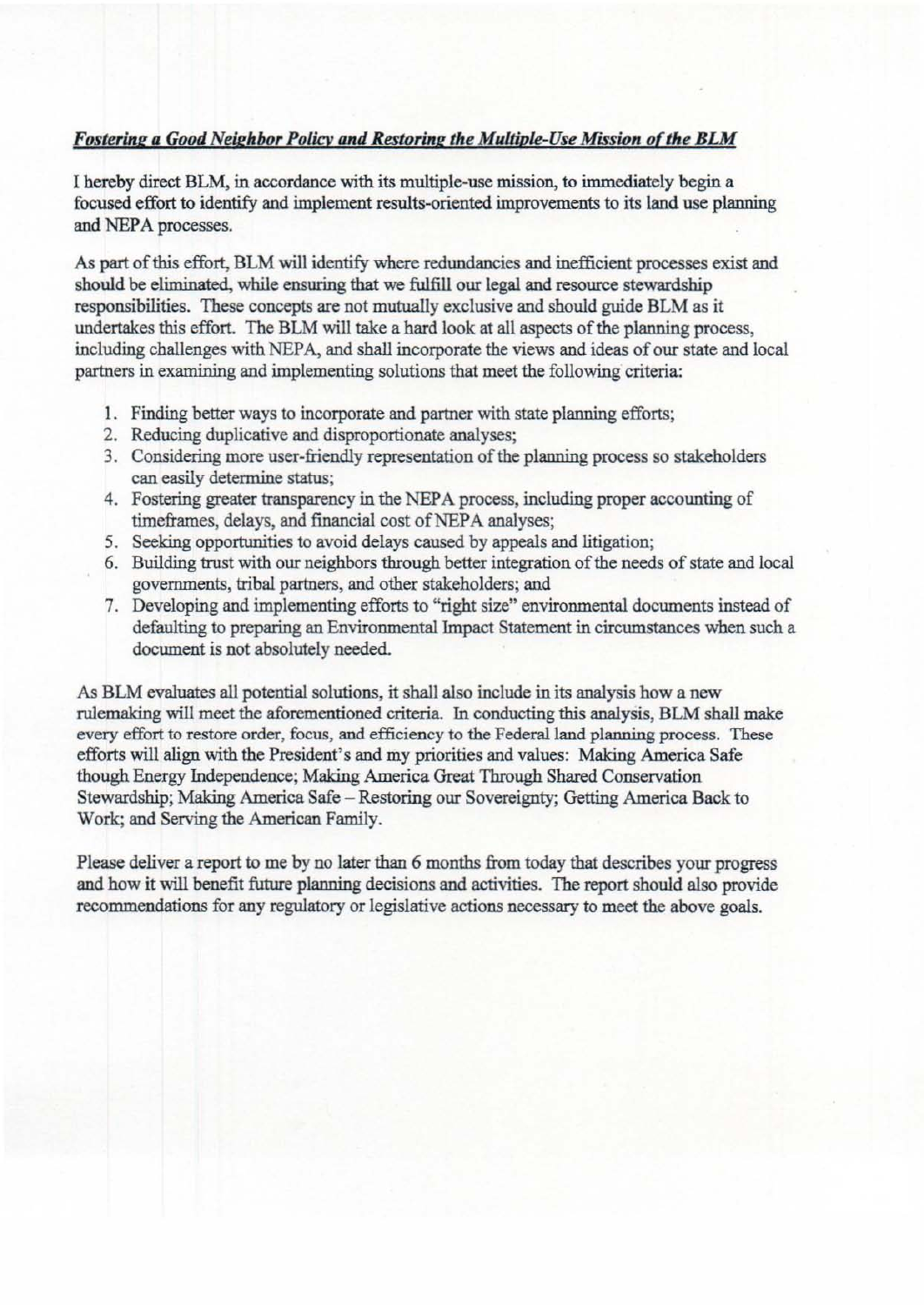***Fostering a Good Neighbor Policy and Restoring the Multiple-Use Mission of the BLM***

I hereby direct BLM, in accordance with its multiple-use mission, to immediately begin a focused effort to identify and implement results-oriented improvements to its land use planning and NEPA processes.

As part of this effort, BLM will identify where redundancies and inefficient processes exist and should be eliminated, while ensuring that we fulfill our legal and resource stewardship responsibilities. These concepts are not mutually exclusive and should guide BLM as it undertakes this effort. The BLM will take a hard look at all aspects of the planning process, including challenges with NEPA, and shall incorporate the views and ideas of our state and local partners in examining and implementing solutions that meet the following criteria:

1. Finding better ways to incorporate and partner with state planning efforts;
2. Reducing duplicative and disproportionate analyses;
3. Considering more user-friendly representation of the planning process so stakeholders can easily determine status;
4. Fostering greater transparency in the NEPA process, including proper accounting of timeframes, delays, and financial cost of NEPA analyses;
5. Seeking opportunities to avoid delays caused by appeals and litigation;
6. Building trust with our neighbors through better integration of the needs of state and local governments, tribal partners, and other stakeholders; and
7. Developing and implementing efforts to "right size" environmental documents instead of defaulting to preparing an Environmental Impact Statement in circumstances when such a document is not absolutely needed.

As BLM evaluates all potential solutions, it shall also include in its analysis how a new rulemaking will meet the aforementioned criteria. In conducting this analysis, BLM shall make every effort to restore order, focus, and efficiency to the Federal land planning process. These efforts will align with the President's and my priorities and values: Making America Safe though Energy Independence; Making America Great Through Shared Conservation Stewardship; Making America Safe – Restoring our Sovereignty; Getting America Back to Work; and Serving the American Family.

Please deliver a report to me by no later than 6 months from today that describes your progress and how it will benefit future planning decisions and activities. The report should also provide recommendations for any regulatory or legislative actions necessary to meet the above goals.